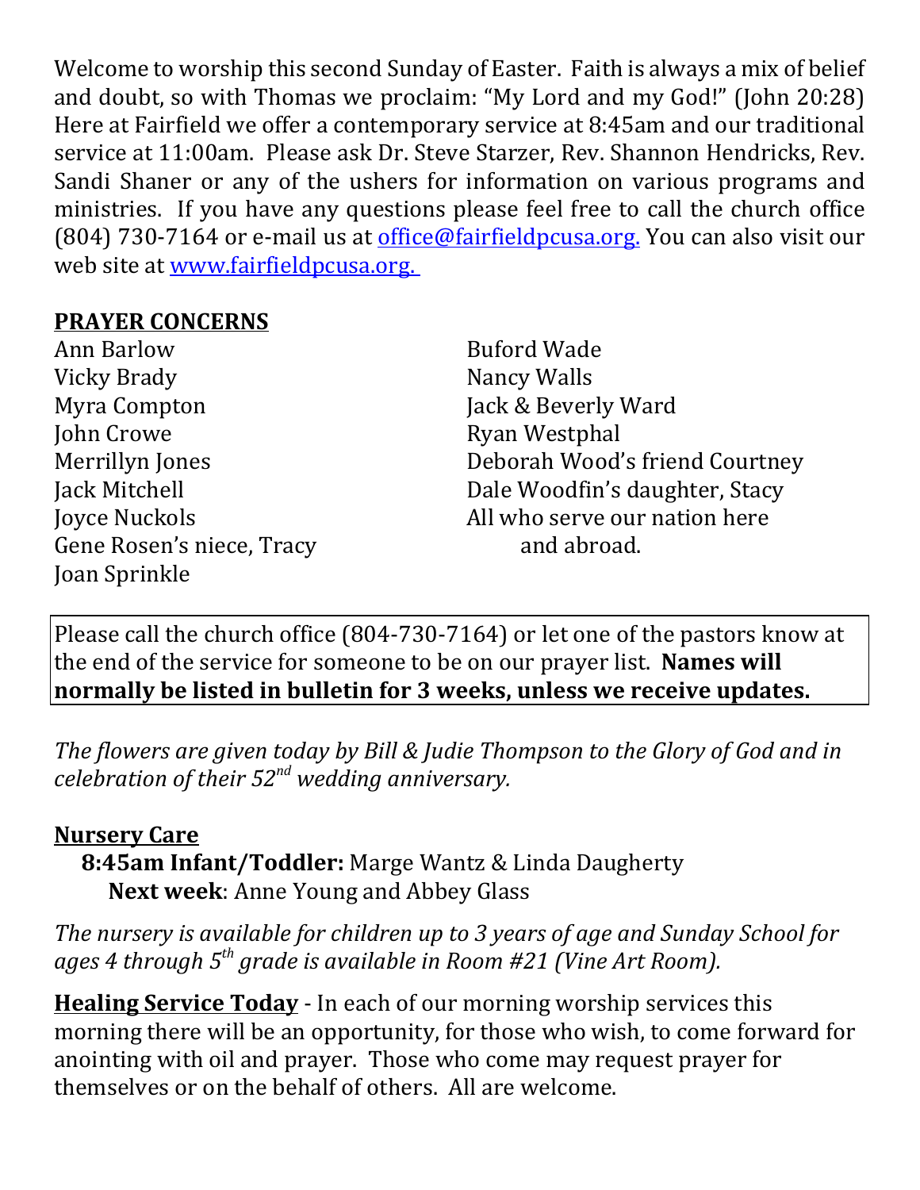Welcome to worship this second Sunday of Easter. Faith is always a mix of belief and doubt, so with Thomas we proclaim: "My Lord and my God!" (John 20:28) Here at Fairfield we offer a contemporary service at 8:45am and our traditional service at 11:00am. Please ask Dr. Steve Starzer, Rev. Shannon Hendricks, Rev. Sandi Shaner or any of the ushers for information on various programs and ministries. If you have any questions please feel free to call the church office (804) 730-7164 or e-mail us at office@fairfieldpcusa.org. You can also visit our web site at www.fairfieldpcusa.org.

**PRAYER CONCERNS**

Ann Barlow
Vicky Brady
Myra Compton
John Crowe
Merrillyn Jones
Jack Mitchell
Joyce Nuckols
Gene Rosen's niece, Tracy
Joan Sprinkle
Buford Wade
Nancy Walls
Jack & Beverly Ward
Ryan Westphal
Deborah Wood's friend Courtney
Dale Woodfin's daughter, Stacy
All who serve our nation here and abroad.

Please call the church office (804-730-7164) or let one of the pastors know at the end of the service for someone to be on our prayer list. **Names will normally be listed in bulletin for 3 weeks, unless we receive updates.**

*The flowers are given today by Bill & Judie Thompson to the Glory of God and in celebration of their 52nd wedding anniversary.*

**Nursery Care**

**8:45am Infant/Toddler:** Marge Wantz & Linda Daugherty
**Next week**: Anne Young and Abbey Glass

*The nursery is available for children up to 3 years of age and Sunday School for ages 4 through 5th grade is available in Room #21 (Vine Art Room).*

**Healing Service Today** - In each of our morning worship services this morning there will be an opportunity, for those who wish, to come forward for anointing with oil and prayer. Those who come may request prayer for themselves or on the behalf of others. All are welcome.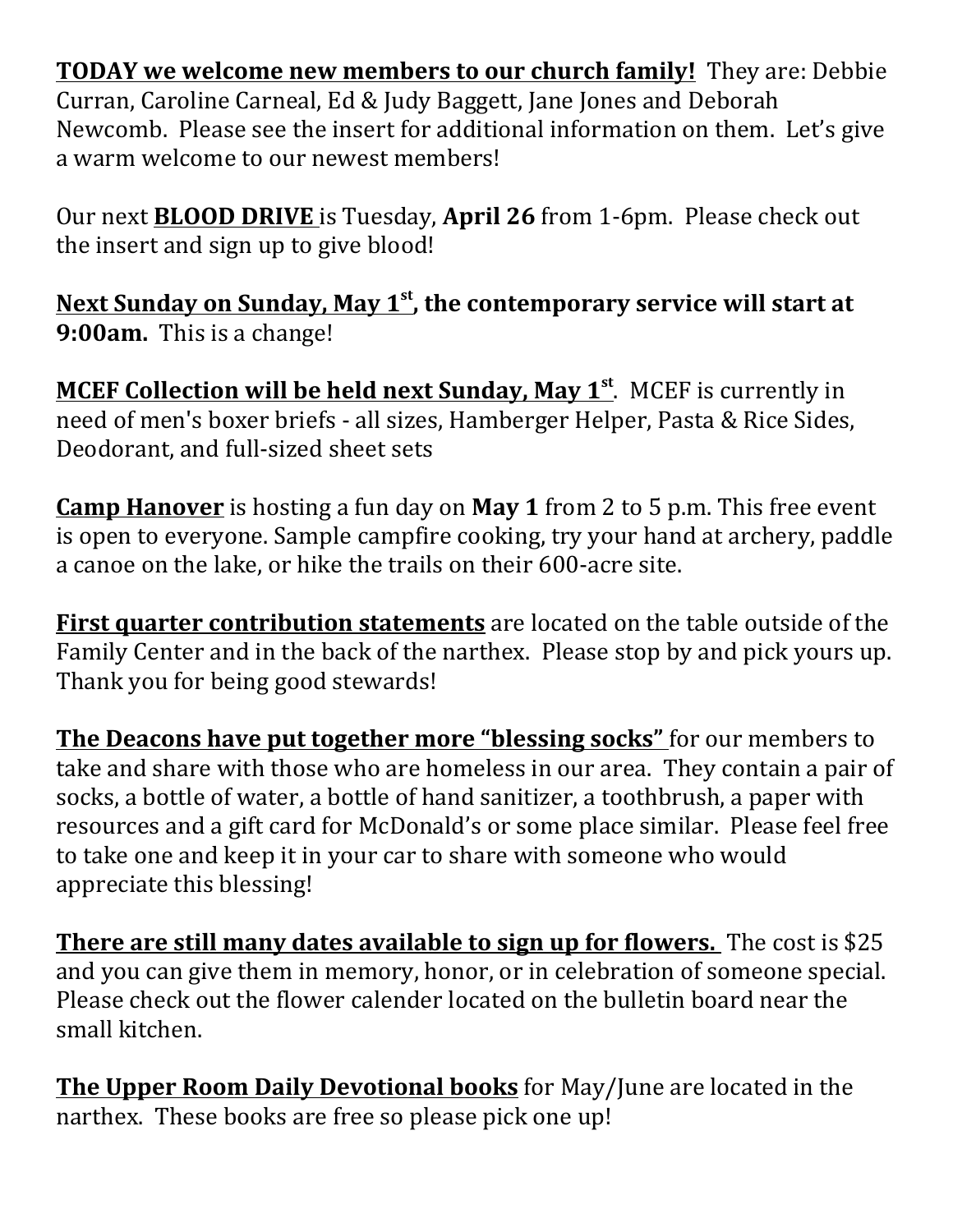**TODAY we welcome new members to our church family!** They are: Debbie Curran, Caroline Carneal, Ed & Judy Baggett, Jane Jones and Deborah Newcomb. Please see the insert for additional information on them. Let's give a warm welcome to our newest members!

Our next **BLOOD DRIVE** is Tuesday, **April 26** from 1-6pm. Please check out the insert and sign up to give blood!

**Next Sunday on Sunday, May 1st, the contemporary service will start at 9:00am.** This is a change!

**MCEF Collection will be held next Sunday, May 1st**. MCEF is currently in need of men's boxer briefs - all sizes, Hamberger Helper, Pasta & Rice Sides, Deodorant, and full-sized sheet sets

**Camp Hanover** is hosting a fun day on **May 1** from 2 to 5 p.m. This free event is open to everyone. Sample campfire cooking, try your hand at archery, paddle a canoe on the lake, or hike the trails on their 600-acre site.

**First quarter contribution statements** are located on the table outside of the Family Center and in the back of the narthex. Please stop by and pick yours up. Thank you for being good stewards!

**The Deacons have put together more "blessing socks"** for our members to take and share with those who are homeless in our area. They contain a pair of socks, a bottle of water, a bottle of hand sanitizer, a toothbrush, a paper with resources and a gift card for McDonald's or some place similar. Please feel free to take one and keep it in your car to share with someone who would appreciate this blessing!

**There are still many dates available to sign up for flowers.** The cost is $25 and you can give them in memory, honor, or in celebration of someone special. Please check out the flower calender located on the bulletin board near the small kitchen.

**The Upper Room Daily Devotional books** for May/June are located in the narthex. These books are free so please pick one up!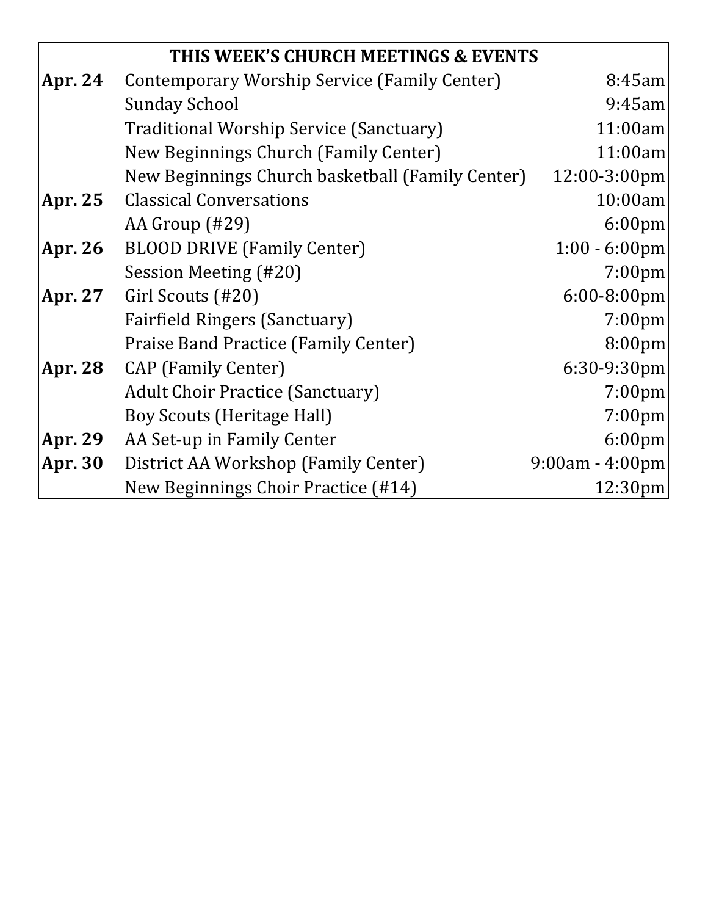| THIS WEEK'S CHURCH MEETINGS & EVENTS | | |
|---|---|---|
| **Apr. 24** | Contemporary Worship Service (Family Center) | 8:45am |
| | Sunday School | 9:45am |
| | Traditional Worship Service (Sanctuary) | 11:00am |
| | New Beginnings Church (Family Center) | 11:00am |
| | New Beginnings Church basketball (Family Center) | 12:00-3:00pm |
| **Apr. 25** | Classical Conversations | 10:00am |
| | AA Group (#29) | 6:00pm |
| **Apr. 26** | BLOOD DRIVE (Family Center) | 1:00 - 6:00pm |
| | Session Meeting (#20) | 7:00pm |
| **Apr. 27** | Girl Scouts (#20) | 6:00-8:00pm |
| | Fairfield Ringers (Sanctuary) | 7:00pm |
| | Praise Band Practice (Family Center) | 8:00pm |
| **Apr. 28** | CAP (Family Center) | 6:30-9:30pm |
| | Adult Choir Practice (Sanctuary) | 7:00pm |
| | Boy Scouts (Heritage Hall) | 7:00pm |
| **Apr. 29** | AA Set-up in Family Center | 6:00pm |
| **Apr. 30** | District AA Workshop (Family Center) | 9:00am - 4:00pm |
| | New Beginnings Choir Practice (#14) | 12:30pm |